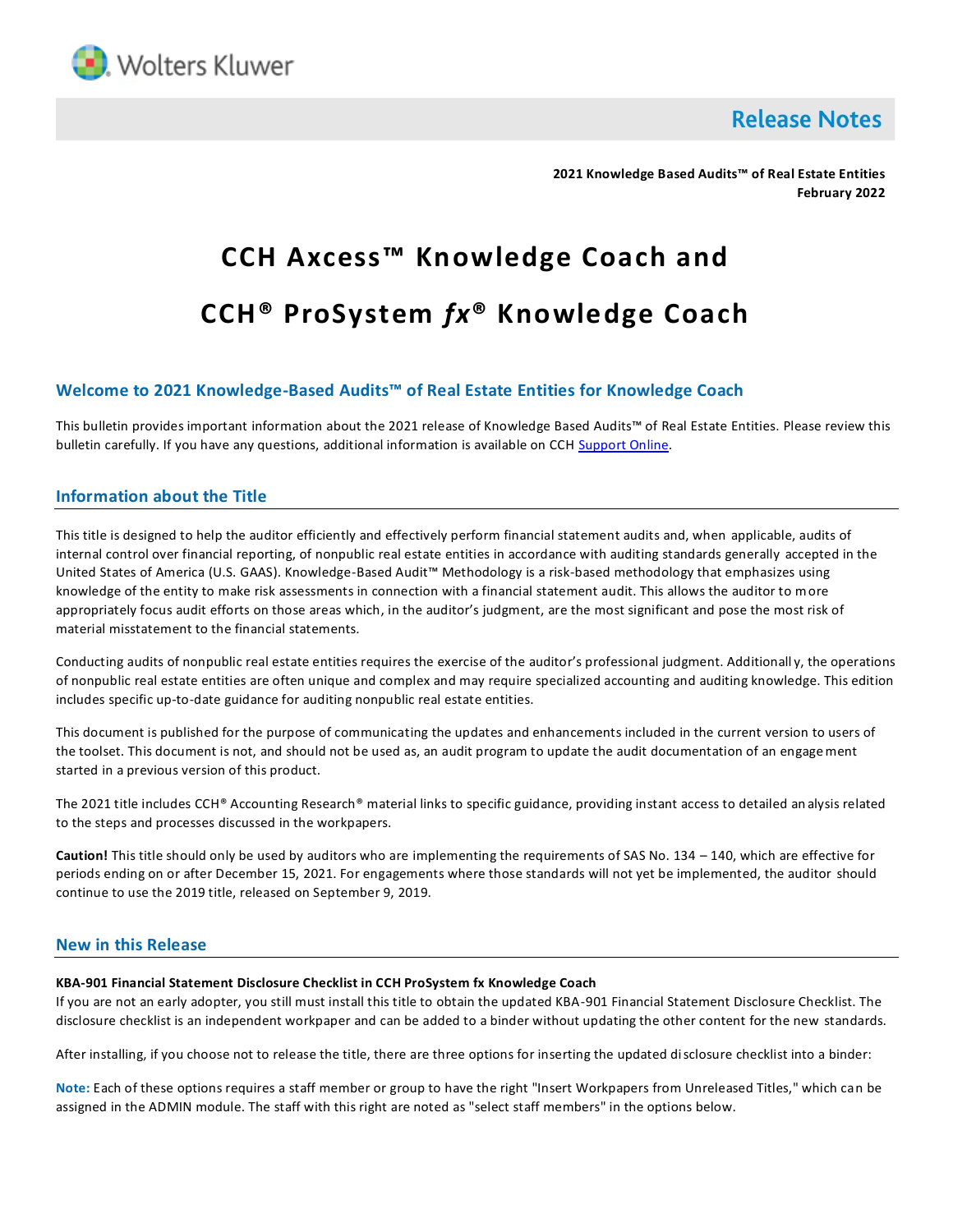Wolters Kluwer

## Release Notes

**2021 Knowledge Based Audits™ of Real Estate Entities**
**February 2022**

# CCH Axcess™ Knowledge Coach and

# CCH® ProSystem *fx*® Knowledge Coach

## Welcome to 2021 Knowledge-Based Audits™ of Real Estate Entities for Knowledge Coach

This bulletin provides important information about the 2021 release of Knowledge Based Audits™ of Real Estate Entities. Please review this bulletin carefully. If you have any questions, additional information is available on CCH Support Online.

## Information about the Title

This title is designed to help the auditor efficiently and effectively perform financial statement audits and, when applicable, audits of internal control over financial reporting, of nonpublic real estate entities in accordance with auditing standards generally accepted in the United States of America (U.S. GAAS). Knowledge-Based Audit™ Methodology is a risk-based methodology that emphasizes using knowledge of the entity to make risk assessments in connection with a financial statement audit. This allows the auditor to more appropriately focus audit efforts on those areas which, in the auditor's judgment, are the most significant and pose the most risk of material misstatement to the financial statements.

Conducting audits of nonpublic real estate entities requires the exercise of the auditor's professional judgment. Additionally, the operations of nonpublic real estate entities are often unique and complex and may require specialized accounting and auditing knowledge. This edition includes specific up-to-date guidance for auditing nonpublic real estate entities.

This document is published for the purpose of communicating the updates and enhancements included in the current version to users of the toolset. This document is not, and should not be used as, an audit program to update the audit documentation of an engagement started in a previous version of this product.

The 2021 title includes CCH® Accounting Research® material links to specific guidance, providing instant access to detailed analysis related to the steps and processes discussed in the workpapers.

**Caution!** This title should only be used by auditors who are implementing the requirements of SAS No. 134 – 140, which are effective for periods ending on or after December 15, 2021. For engagements where those standards will not yet be implemented, the auditor should continue to use the 2019 title, released on September 9, 2019.

## New in this Release

**KBA-901 Financial Statement Disclosure Checklist in CCH ProSystem fx Knowledge Coach**
If you are not an early adopter, you still must install this title to obtain the updated KBA-901 Financial Statement Disclosure Checklist. The disclosure checklist is an independent workpaper and can be added to a binder without updating the other content for the new standards.

After installing, if you choose not to release the title, there are three options for inserting the updated disclosure checklist into a binder:

**Note:** Each of these options requires a staff member or group to have the right "Insert Workpapers from Unreleased Titles," which can be assigned in the ADMIN module. The staff with this right are noted as "select staff members" in the options below.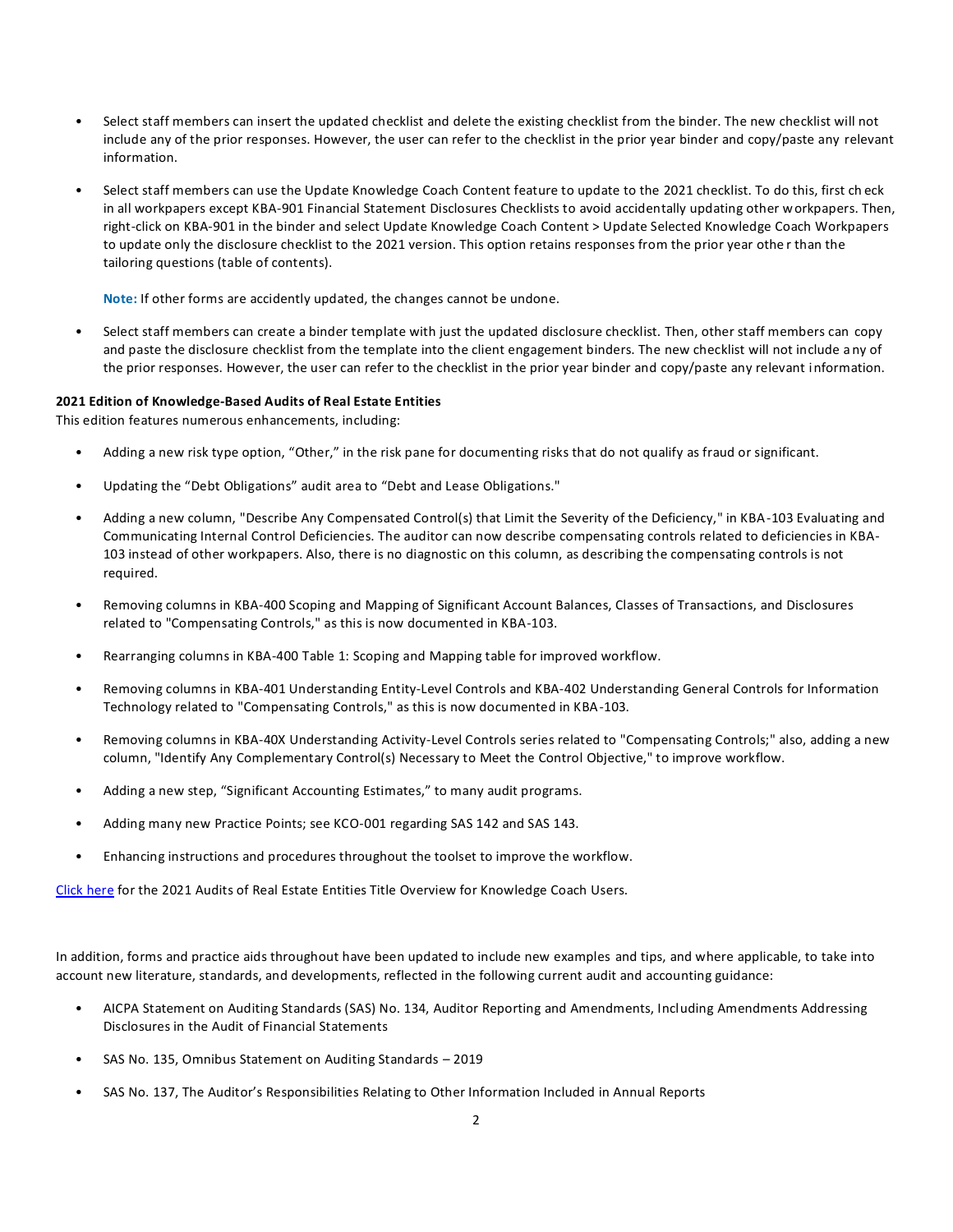- Select staff members can insert the updated checklist and delete the existing checklist from the binder. The new checklist will not include any of the prior responses. However, the user can refer to the checklist in the prior year binder and copy/paste any relevant information.

- Select staff members can use the Update Knowledge Coach Content feature to update to the 2021 checklist. To do this, first check in all workpapers except KBA-901 Financial Statement Disclosures Checklists to avoid accidentally updating other workpapers. Then, right-click on KBA-901 in the binder and select Update Knowledge Coach Content > Update Selected Knowledge Coach Workpapers to update only the disclosure checklist to the 2021 version. This option retains responses from the prior year other than the tailoring questions (table of contents).

  **Note:** If other forms are accidently updated, the changes cannot be undone.

- Select staff members can create a binder template with just the updated disclosure checklist. Then, other staff members can copy and paste the disclosure checklist from the template into the client engagement binders. The new checklist will not include any of the prior responses. However, the user can refer to the checklist in the prior year binder and copy/paste any relevant information.

**2021 Edition of Knowledge-Based Audits of Real Estate Entities**

This edition features numerous enhancements, including:

- Adding a new risk type option, "Other," in the risk pane for documenting risks that do not qualify as fraud or significant.

- Updating the "Debt Obligations" audit area to "Debt and Lease Obligations."

- Adding a new column, "Describe Any Compensated Control(s) that Limit the Severity of the Deficiency," in KBA-103 Evaluating and Communicating Internal Control Deficiencies. The auditor can now describe compensating controls related to deficiencies in KBA-103 instead of other workpapers. Also, there is no diagnostic on this column, as describing the compensating controls is not required.

- Removing columns in KBA-400 Scoping and Mapping of Significant Account Balances, Classes of Transactions, and Disclosures related to "Compensating Controls," as this is now documented in KBA-103.

- Rearranging columns in KBA-400 Table 1: Scoping and Mapping table for improved workflow.

- Removing columns in KBA-401 Understanding Entity-Level Controls and KBA-402 Understanding General Controls for Information Technology related to "Compensating Controls," as this is now documented in KBA-103.

- Removing columns in KBA-40X Understanding Activity-Level Controls series related to "Compensating Controls;" also, adding a new column, "Identify Any Complementary Control(s) Necessary to Meet the Control Objective," to improve workflow.

- Adding a new step, "Significant Accounting Estimates," to many audit programs.

- Adding many new Practice Points; see KCO-001 regarding SAS 142 and SAS 143.

- Enhancing instructions and procedures throughout the toolset to improve the workflow.

Click here for the 2021 Audits of Real Estate Entities Title Overview for Knowledge Coach Users.

In addition, forms and practice aids throughout have been updated to include new examples and tips, and where applicable, to take into account new literature, standards, and developments, reflected in the following current audit and accounting guidance:

- AICPA Statement on Auditing Standards (SAS) No. 134, Auditor Reporting and Amendments, Including Amendments Addressing Disclosures in the Audit of Financial Statements

- SAS No. 135, Omnibus Statement on Auditing Standards – 2019

- SAS No. 137, The Auditor's Responsibilities Relating to Other Information Included in Annual Reports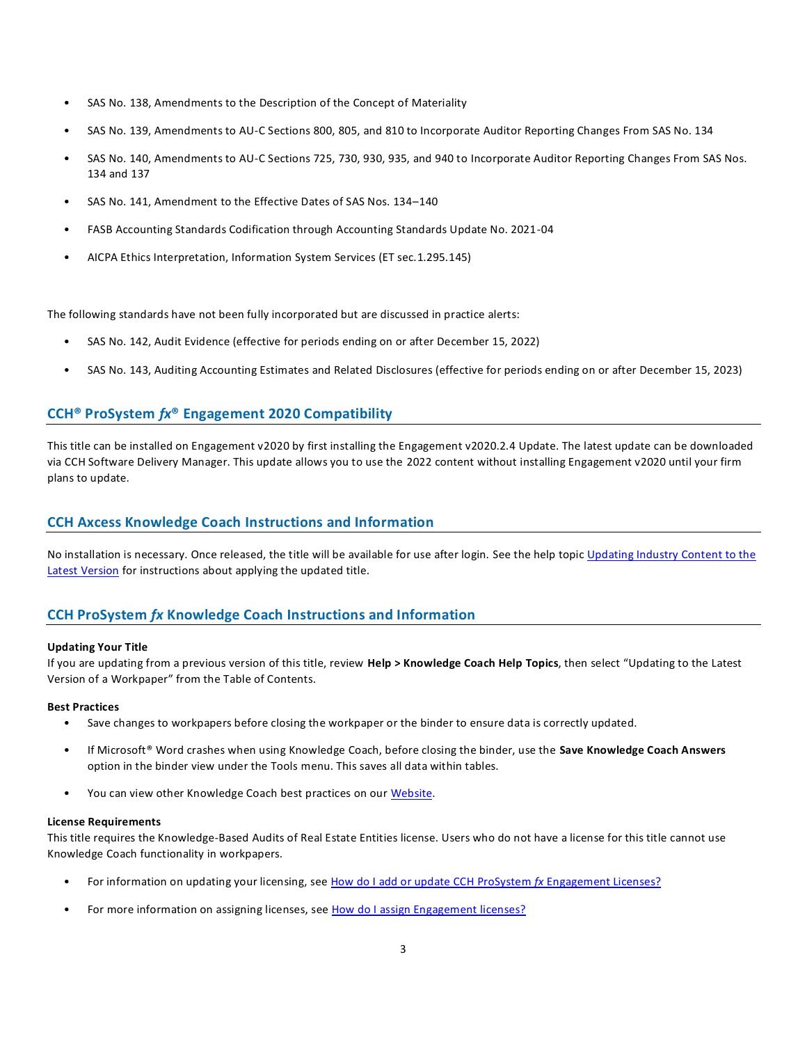- SAS No. 138, Amendments to the Description of the Concept of Materiality
- SAS No. 139, Amendments to AU-C Sections 800, 805, and 810 to Incorporate Auditor Reporting Changes From SAS No. 134
- SAS No. 140, Amendments to AU-C Sections 725, 730, 930, 935, and 940 to Incorporate Auditor Reporting Changes From SAS Nos. 134 and 137
- SAS No. 141, Amendment to the Effective Dates of SAS Nos. 134–140
- FASB Accounting Standards Codification through Accounting Standards Update No. 2021-04
- AICPA Ethics Interpretation, Information System Services (ET sec.1.295.145)

The following standards have not been fully incorporated but are discussed in practice alerts:

- SAS No. 142, Audit Evidence (effective for periods ending on or after December 15, 2022)
- SAS No. 143, Auditing Accounting Estimates and Related Disclosures (effective for periods ending on or after December 15, 2023)

## CCH® ProSystem *fx*® Engagement 2020 Compatibility

This title can be installed on Engagement v2020 by first installing the Engagement v2020.2.4 Update. The latest update can be downloaded via CCH Software Delivery Manager. This update allows you to use the 2022 content without installing Engagement v2020 until your firm plans to update.

## CCH Axcess Knowledge Coach Instructions and Information

No installation is necessary. Once released, the title will be available for use after login. See the help topic Updating Industry Content to the Latest Version for instructions about applying the updated title.

## CCH ProSystem *fx* Knowledge Coach Instructions and Information

**Updating Your Title**
If you are updating from a previous version of this title, review **Help > Knowledge Coach Help Topics**, then select “Updating to the Latest Version of a Workpaper” from the Table of Contents.

**Best Practices**

- Save changes to workpapers before closing the workpaper or the binder to ensure data is correctly updated.
- If Microsoft® Word crashes when using Knowledge Coach, before closing the binder, use the **Save Knowledge Coach Answers** option in the binder view under the Tools menu. This saves all data within tables.
- You can view other Knowledge Coach best practices on our Website.

**License Requirements**
This title requires the Knowledge-Based Audits of Real Estate Entities license. Users who do not have a license for this title cannot use Knowledge Coach functionality in workpapers.

- For information on updating your licensing, see How do I add or update CCH ProSystem *fx* Engagement Licenses?
- For more information on assigning licenses, see How do I assign Engagement licenses?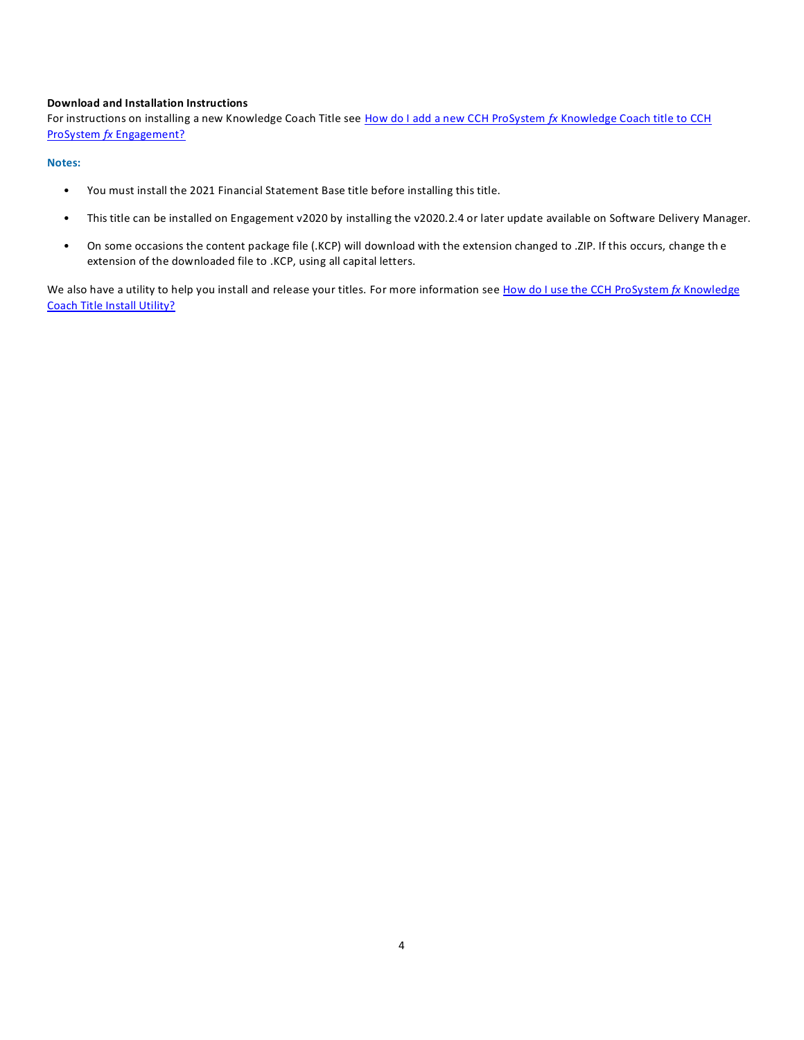**Download and Installation Instructions**

For instructions on installing a new Knowledge Coach Title see [How do I add a new CCH ProSystem *fx* Knowledge Coach title to CCH ProSystem *fx* Engagement?]

**Notes:**

- You must install the 2021 Financial Statement Base title before installing this title.
- This title can be installed on Engagement v2020 by installing the v2020.2.4 or later update available on Software Delivery Manager.
- On some occasions the content package file (.KCP) will download with the extension changed to .ZIP. If this occurs, change the extension of the downloaded file to .KCP, using all capital letters.

We also have a utility to help you install and release your titles. For more information see [How do I use the CCH ProSystem *fx* Knowledge Coach Title Install Utility?]